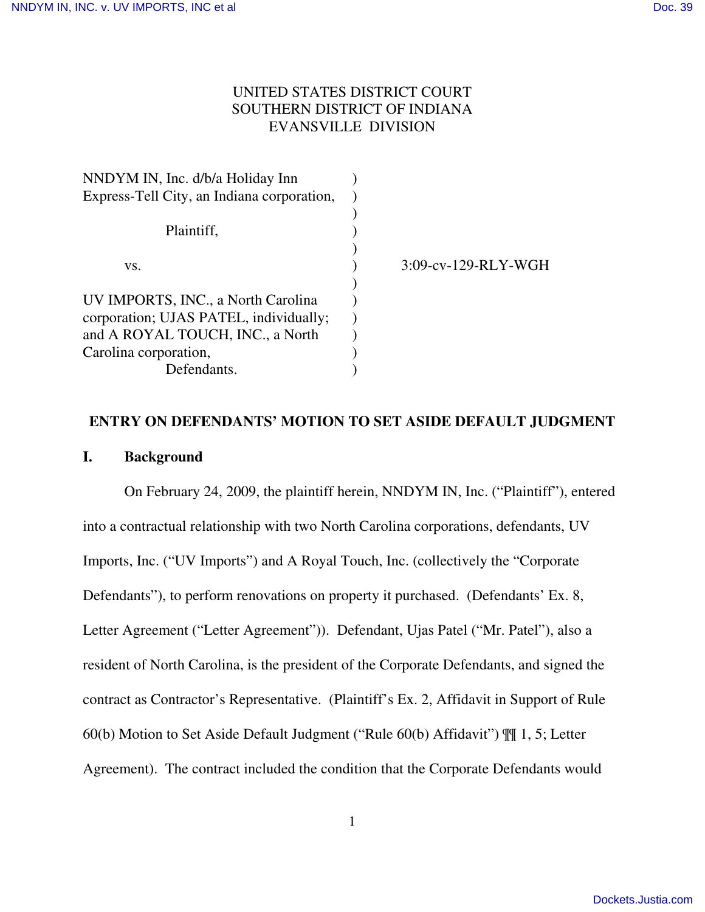UNITED STATES DISTRICT COURT
SOUTHERN DISTRICT OF INDIANA
EVANSVILLE DIVISION

| | | |
|---|---|---|
| NNDYM IN, Inc. d/b/a Holiday Inn Express-Tell City, an Indiana corporation, | ) | |
| Plaintiff, | ) | |
| vs. | ) | 3:09-cv-129-RLY-WGH |
| UV IMPORTS, INC., a North Carolina corporation; UJAS PATEL, individually; and A ROYAL TOUCH, INC., a North Carolina corporation, | ) | |
| Defendants. | ) | |

## ENTRY ON DEFENDANTS' MOTION TO SET ASIDE DEFAULT JUDGMENT

### I. Background

On February 24, 2009, the plaintiff herein, NNDYM IN, Inc. ("Plaintiff"), entered into a contractual relationship with two North Carolina corporations, defendants, UV Imports, Inc. ("UV Imports") and A Royal Touch, Inc. (collectively the "Corporate Defendants"), to perform renovations on property it purchased. (Defendants' Ex. 8, Letter Agreement ("Letter Agreement")). Defendant, Ujas Patel ("Mr. Patel"), also a resident of North Carolina, is the president of the Corporate Defendants, and signed the contract as Contractor's Representative. (Plaintiff's Ex. 2, Affidavit in Support of Rule 60(b) Motion to Set Aside Default Judgment ("Rule 60(b) Affidavit") ¶¶ 1, 5; Letter Agreement). The contract included the condition that the Corporate Defendants would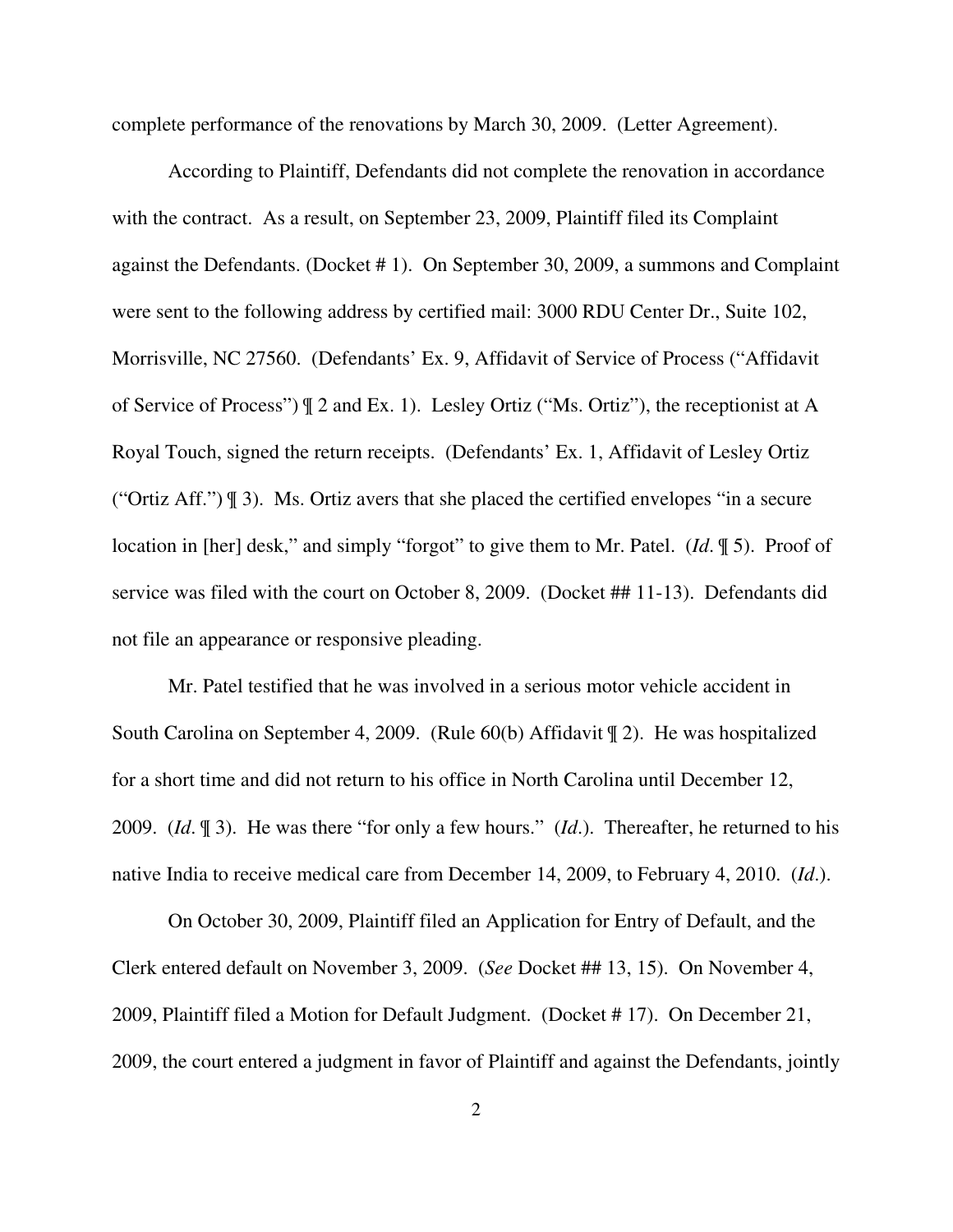complete performance of the renovations by March 30, 2009. (Letter Agreement).

According to Plaintiff, Defendants did not complete the renovation in accordance with the contract. As a result, on September 23, 2009, Plaintiff filed its Complaint against the Defendants. (Docket # 1). On September 30, 2009, a summons and Complaint were sent to the following address by certified mail: 3000 RDU Center Dr., Suite 102, Morrisville, NC 27560. (Defendants' Ex. 9, Affidavit of Service of Process ("Affidavit of Service of Process") ¶ 2 and Ex. 1). Lesley Ortiz ("Ms. Ortiz"), the receptionist at A Royal Touch, signed the return receipts. (Defendants' Ex. 1, Affidavit of Lesley Ortiz ("Ortiz Aff.") ¶ 3). Ms. Ortiz avers that she placed the certified envelopes "in a secure location in [her] desk," and simply "forgot" to give them to Mr. Patel. (*Id*. ¶ 5). Proof of service was filed with the court on October 8, 2009. (Docket ## 11-13). Defendants did not file an appearance or responsive pleading.

Mr. Patel testified that he was involved in a serious motor vehicle accident in South Carolina on September 4, 2009. (Rule 60(b) Affidavit ¶ 2). He was hospitalized for a short time and did not return to his office in North Carolina until December 12, 2009. (*Id*. ¶ 3). He was there "for only a few hours." (*Id*.). Thereafter, he returned to his native India to receive medical care from December 14, 2009, to February 4, 2010. (*Id*.).

On October 30, 2009, Plaintiff filed an Application for Entry of Default, and the Clerk entered default on November 3, 2009. (*See* Docket ## 13, 15). On November 4, 2009, Plaintiff filed a Motion for Default Judgment. (Docket # 17). On December 21, 2009, the court entered a judgment in favor of Plaintiff and against the Defendants, jointly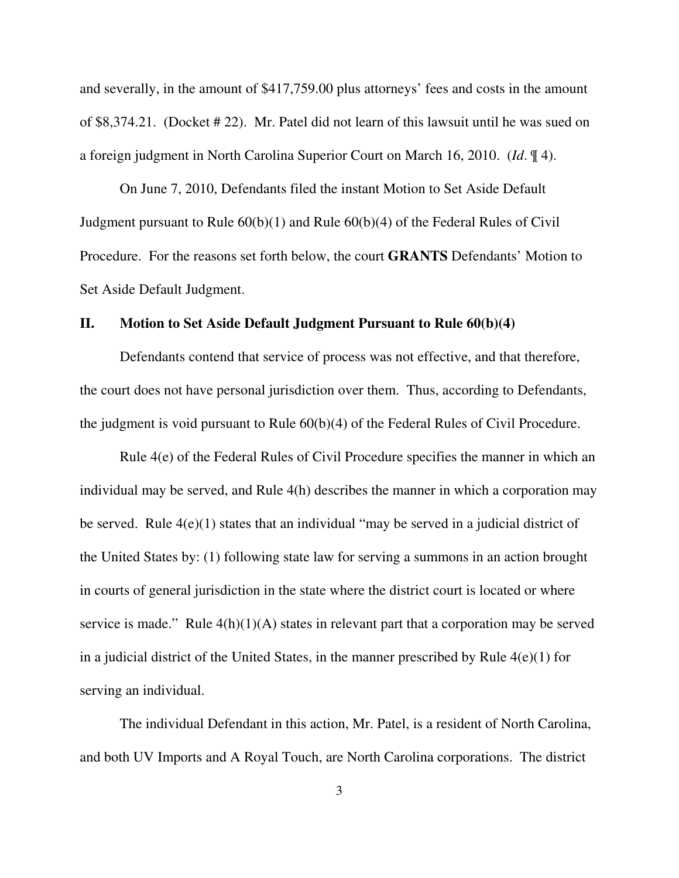and severally, in the amount of $417,759.00 plus attorneys' fees and costs in the amount of $8,374.21. (Docket # 22). Mr. Patel did not learn of this lawsuit until he was sued on a foreign judgment in North Carolina Superior Court on March 16, 2010. (*Id*. ¶ 4).

On June 7, 2010, Defendants filed the instant Motion to Set Aside Default Judgment pursuant to Rule 60(b)(1) and Rule 60(b)(4) of the Federal Rules of Civil Procedure. For the reasons set forth below, the court **GRANTS** Defendants' Motion to Set Aside Default Judgment.

## II. Motion to Set Aside Default Judgment Pursuant to Rule 60(b)(4)

Defendants contend that service of process was not effective, and that therefore, the court does not have personal jurisdiction over them. Thus, according to Defendants, the judgment is void pursuant to Rule 60(b)(4) of the Federal Rules of Civil Procedure.

Rule 4(e) of the Federal Rules of Civil Procedure specifies the manner in which an individual may be served, and Rule 4(h) describes the manner in which a corporation may be served. Rule 4(e)(1) states that an individual "may be served in a judicial district of the United States by: (1) following state law for serving a summons in an action brought in courts of general jurisdiction in the state where the district court is located or where service is made." Rule 4(h)(1)(A) states in relevant part that a corporation may be served in a judicial district of the United States, in the manner prescribed by Rule 4(e)(1) for serving an individual.

The individual Defendant in this action, Mr. Patel, is a resident of North Carolina, and both UV Imports and A Royal Touch, are North Carolina corporations. The district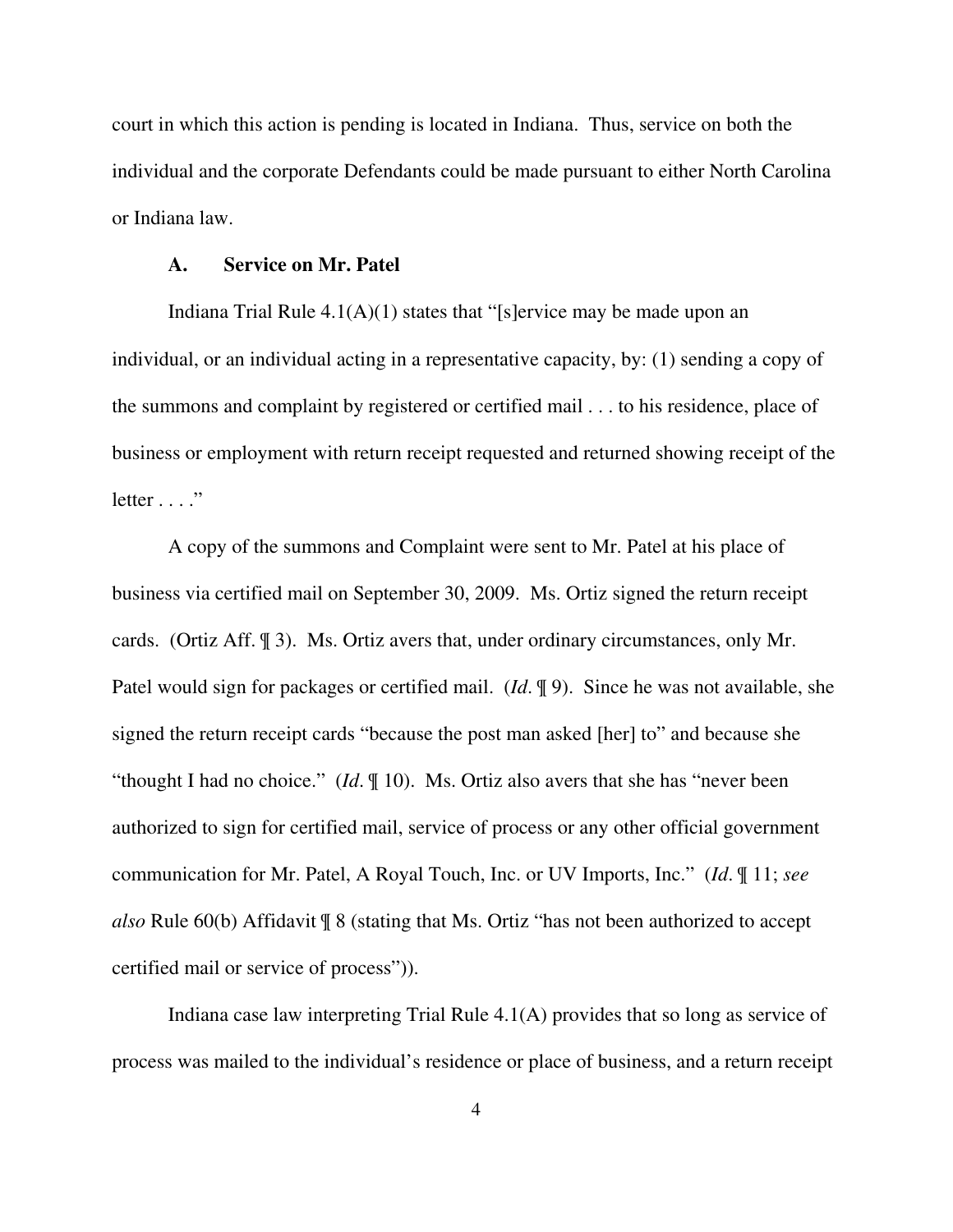court in which this action is pending is located in Indiana. Thus, service on both the individual and the corporate Defendants could be made pursuant to either North Carolina or Indiana law.

### A. Service on Mr. Patel

Indiana Trial Rule 4.1(A)(1) states that "[s]ervice may be made upon an individual, or an individual acting in a representative capacity, by: (1) sending a copy of the summons and complaint by registered or certified mail . . . to his residence, place of business or employment with return receipt requested and returned showing receipt of the letter . . . ."

A copy of the summons and Complaint were sent to Mr. Patel at his place of business via certified mail on September 30, 2009. Ms. Ortiz signed the return receipt cards. (Ortiz Aff. ¶ 3). Ms. Ortiz avers that, under ordinary circumstances, only Mr. Patel would sign for packages or certified mail. (*Id*. ¶ 9). Since he was not available, she signed the return receipt cards "because the post man asked [her] to" and because she "thought I had no choice." (*Id*. ¶ 10). Ms. Ortiz also avers that she has "never been authorized to sign for certified mail, service of process or any other official government communication for Mr. Patel, A Royal Touch, Inc. or UV Imports, Inc." (*Id*. ¶ 11; *see also* Rule 60(b) Affidavit ¶ 8 (stating that Ms. Ortiz "has not been authorized to accept certified mail or service of process")).

Indiana case law interpreting Trial Rule 4.1(A) provides that so long as service of process was mailed to the individual's residence or place of business, and a return receipt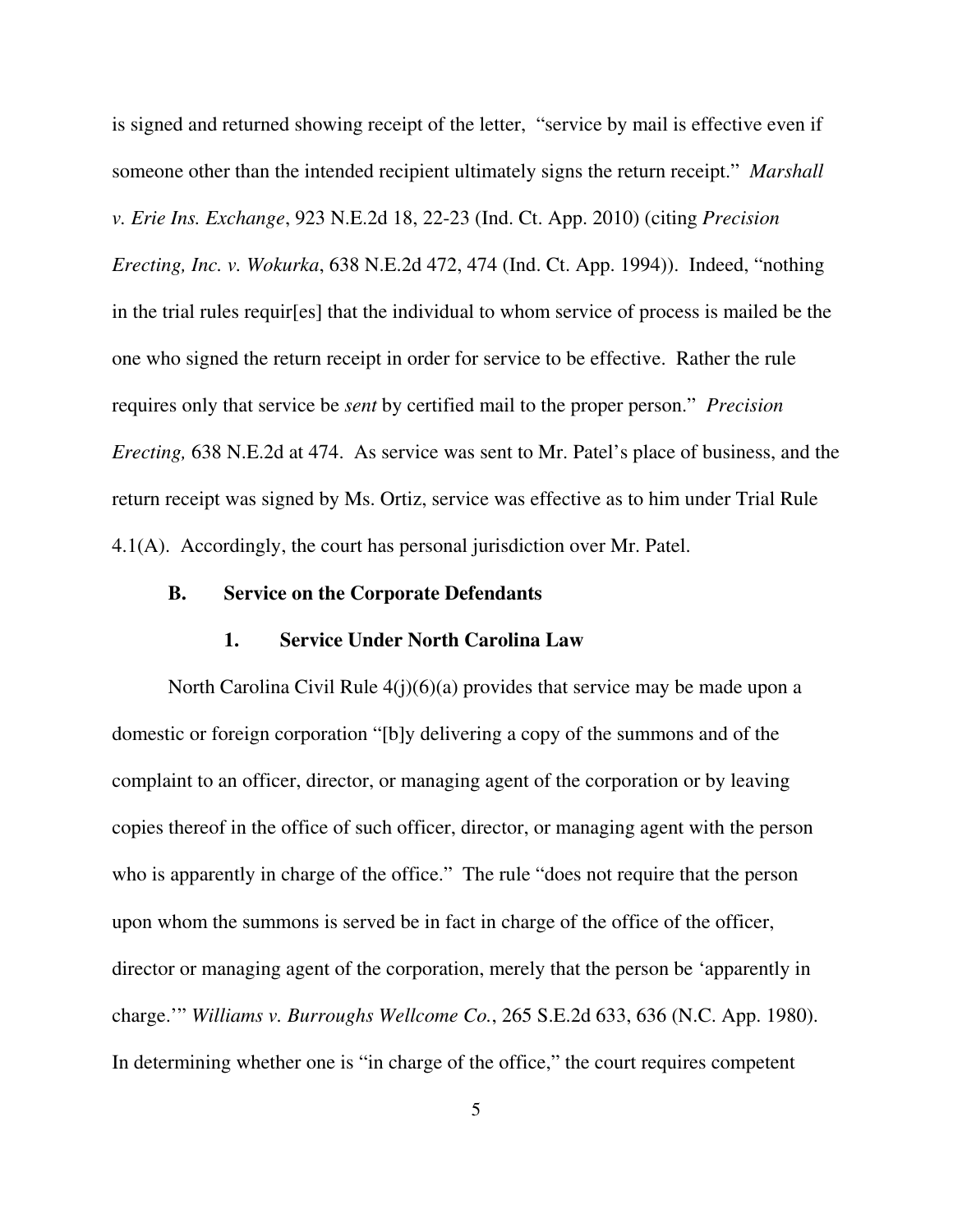is signed and returned showing receipt of the letter, "service by mail is effective even if someone other than the intended recipient ultimately signs the return receipt." *Marshall v. Erie Ins. Exchange*, 923 N.E.2d 18, 22-23 (Ind. Ct. App. 2010) (citing *Precision Erecting, Inc. v. Wokurka*, 638 N.E.2d 472, 474 (Ind. Ct. App. 1994)). Indeed, "nothing in the trial rules requir[es] that the individual to whom service of process is mailed be the one who signed the return receipt in order for service to be effective. Rather the rule requires only that service be *sent* by certified mail to the proper person." *Precision Erecting,* 638 N.E.2d at 474. As service was sent to Mr. Patel's place of business, and the return receipt was signed by Ms. Ortiz, service was effective as to him under Trial Rule 4.1(A). Accordingly, the court has personal jurisdiction over Mr. Patel.

### B. Service on the Corporate Defendants

#### 1. Service Under North Carolina Law

North Carolina Civil Rule 4(j)(6)(a) provides that service may be made upon a domestic or foreign corporation "[b]y delivering a copy of the summons and of the complaint to an officer, director, or managing agent of the corporation or by leaving copies thereof in the office of such officer, director, or managing agent with the person who is apparently in charge of the office." The rule "does not require that the person upon whom the summons is served be in fact in charge of the office of the officer, director or managing agent of the corporation, merely that the person be 'apparently in charge.'" *Williams v. Burroughs Wellcome Co.*, 265 S.E.2d 633, 636 (N.C. App. 1980). In determining whether one is "in charge of the office," the court requires competent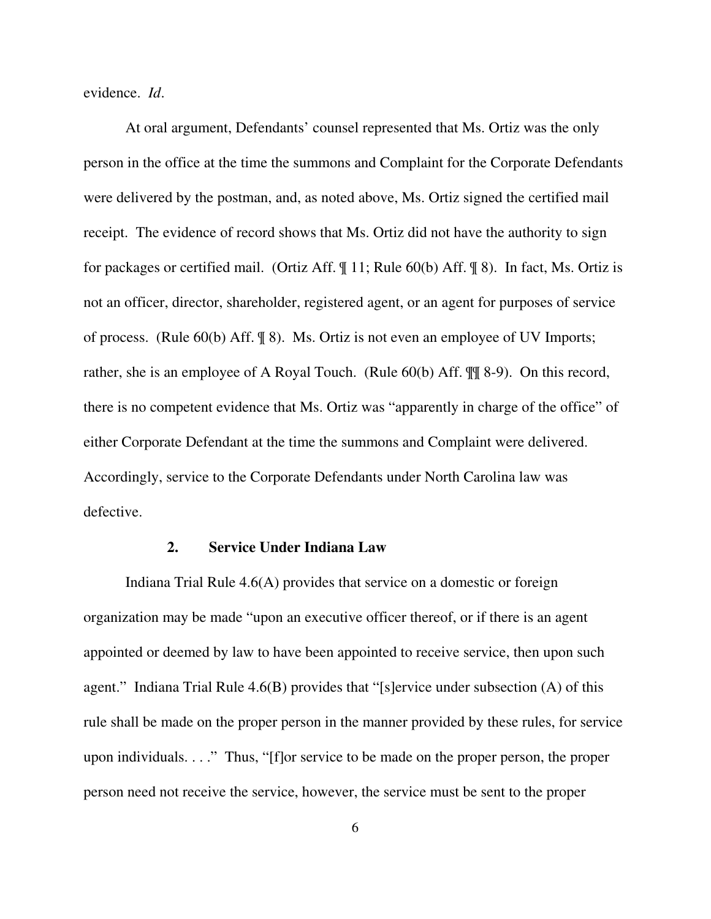evidence. *Id*.

At oral argument, Defendants' counsel represented that Ms. Ortiz was the only person in the office at the time the summons and Complaint for the Corporate Defendants were delivered by the postman, and, as noted above, Ms. Ortiz signed the certified mail receipt. The evidence of record shows that Ms. Ortiz did not have the authority to sign for packages or certified mail. (Ortiz Aff. ¶ 11; Rule 60(b) Aff. ¶ 8). In fact, Ms. Ortiz is not an officer, director, shareholder, registered agent, or an agent for purposes of service of process. (Rule 60(b) Aff. ¶ 8). Ms. Ortiz is not even an employee of UV Imports; rather, she is an employee of A Royal Touch. (Rule 60(b) Aff. ¶¶ 8-9). On this record, there is no competent evidence that Ms. Ortiz was "apparently in charge of the office" of either Corporate Defendant at the time the summons and Complaint were delivered. Accordingly, service to the Corporate Defendants under North Carolina law was defective.

### 2. Service Under Indiana Law

Indiana Trial Rule 4.6(A) provides that service on a domestic or foreign organization may be made "upon an executive officer thereof, or if there is an agent appointed or deemed by law to have been appointed to receive service, then upon such agent." Indiana Trial Rule 4.6(B) provides that "[s]ervice under subsection (A) of this rule shall be made on the proper person in the manner provided by these rules, for service upon individuals. . . ." Thus, "[f]or service to be made on the proper person, the proper person need not receive the service, however, the service must be sent to the proper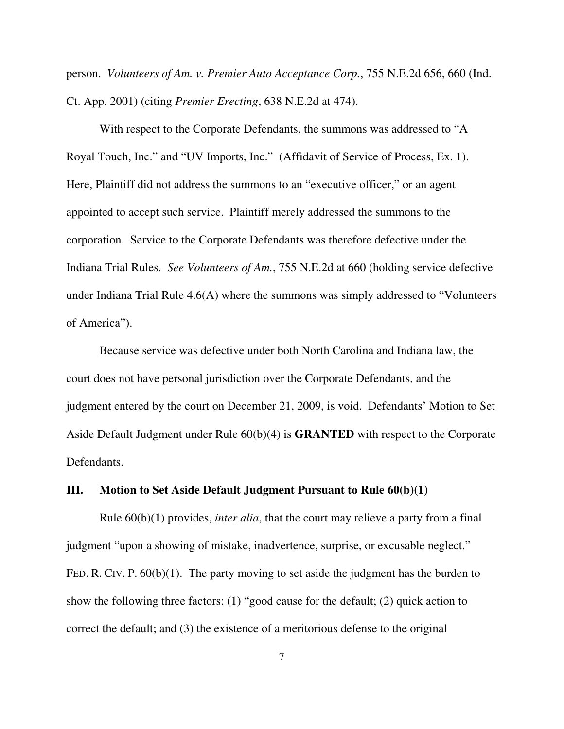person. *Volunteers of Am. v. Premier Auto Acceptance Corp.*, 755 N.E.2d 656, 660 (Ind. Ct. App. 2001) (citing *Premier Erecting*, 638 N.E.2d at 474).

With respect to the Corporate Defendants, the summons was addressed to "A Royal Touch, Inc." and "UV Imports, Inc." (Affidavit of Service of Process, Ex. 1). Here, Plaintiff did not address the summons to an "executive officer," or an agent appointed to accept such service. Plaintiff merely addressed the summons to the corporation. Service to the Corporate Defendants was therefore defective under the Indiana Trial Rules. *See Volunteers of Am.*, 755 N.E.2d at 660 (holding service defective under Indiana Trial Rule 4.6(A) where the summons was simply addressed to "Volunteers of America").

Because service was defective under both North Carolina and Indiana law, the court does not have personal jurisdiction over the Corporate Defendants, and the judgment entered by the court on December 21, 2009, is void. Defendants' Motion to Set Aside Default Judgment under Rule 60(b)(4) is **GRANTED** with respect to the Corporate Defendants.

## III. Motion to Set Aside Default Judgment Pursuant to Rule 60(b)(1)

Rule 60(b)(1) provides, *inter alia*, that the court may relieve a party from a final judgment "upon a showing of mistake, inadvertence, surprise, or excusable neglect." FED. R. CIV. P. 60(b)(1). The party moving to set aside the judgment has the burden to show the following three factors: (1) "good cause for the default; (2) quick action to correct the default; and (3) the existence of a meritorious defense to the original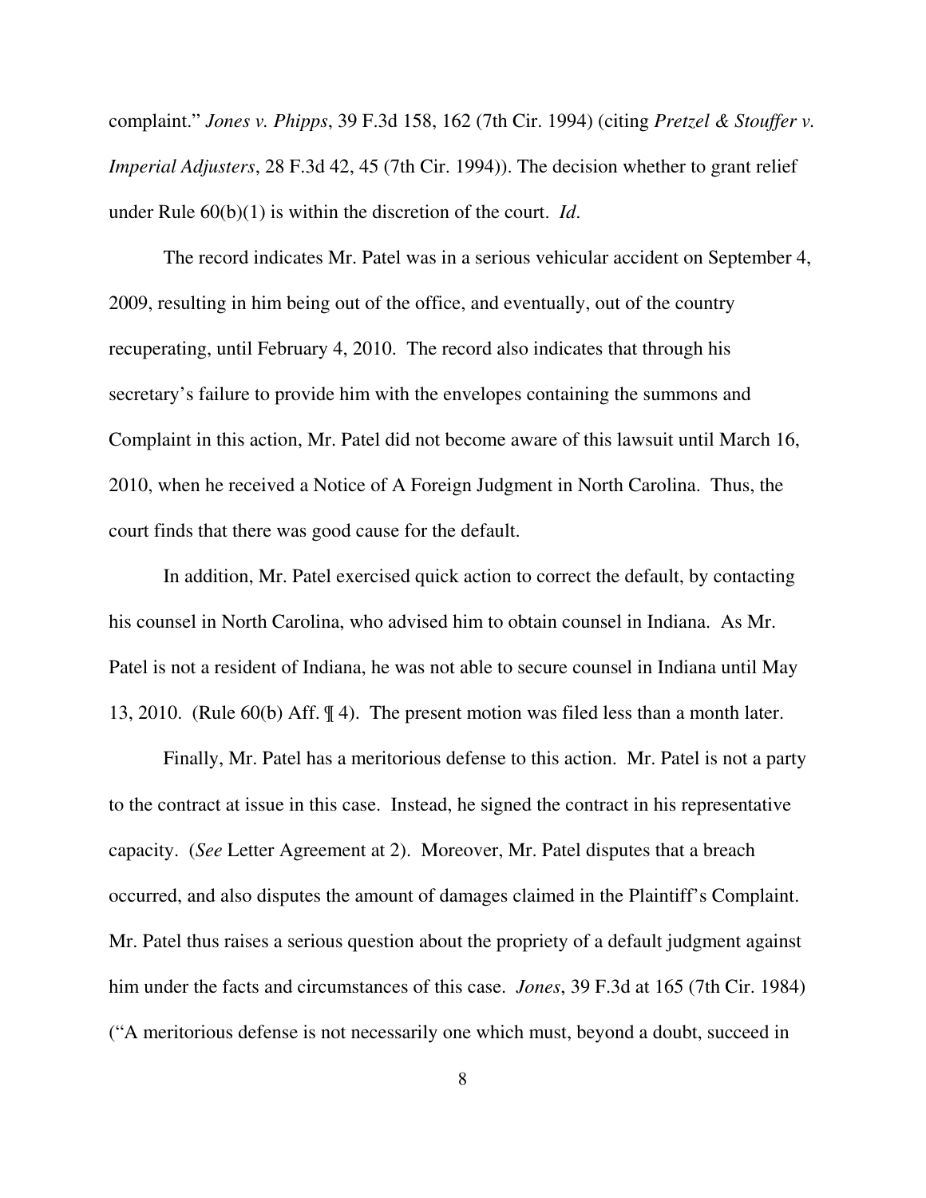complaint." *Jones v. Phipps*, 39 F.3d 158, 162 (7th Cir. 1994) (citing *Pretzel & Stouffer v. Imperial Adjusters*, 28 F.3d 42, 45 (7th Cir. 1994)). The decision whether to grant relief under Rule 60(b)(1) is within the discretion of the court. *Id*.

The record indicates Mr. Patel was in a serious vehicular accident on September 4, 2009, resulting in him being out of the office, and eventually, out of the country recuperating, until February 4, 2010. The record also indicates that through his secretary's failure to provide him with the envelopes containing the summons and Complaint in this action, Mr. Patel did not become aware of this lawsuit until March 16, 2010, when he received a Notice of A Foreign Judgment in North Carolina. Thus, the court finds that there was good cause for the default.

In addition, Mr. Patel exercised quick action to correct the default, by contacting his counsel in North Carolina, who advised him to obtain counsel in Indiana. As Mr. Patel is not a resident of Indiana, he was not able to secure counsel in Indiana until May 13, 2010. (Rule 60(b) Aff. ¶ 4). The present motion was filed less than a month later.

Finally, Mr. Patel has a meritorious defense to this action. Mr. Patel is not a party to the contract at issue in this case. Instead, he signed the contract in his representative capacity. (*See* Letter Agreement at 2). Moreover, Mr. Patel disputes that a breach occurred, and also disputes the amount of damages claimed in the Plaintiff's Complaint. Mr. Patel thus raises a serious question about the propriety of a default judgment against him under the facts and circumstances of this case. *Jones*, 39 F.3d at 165 (7th Cir. 1984) ("A meritorious defense is not necessarily one which must, beyond a doubt, succeed in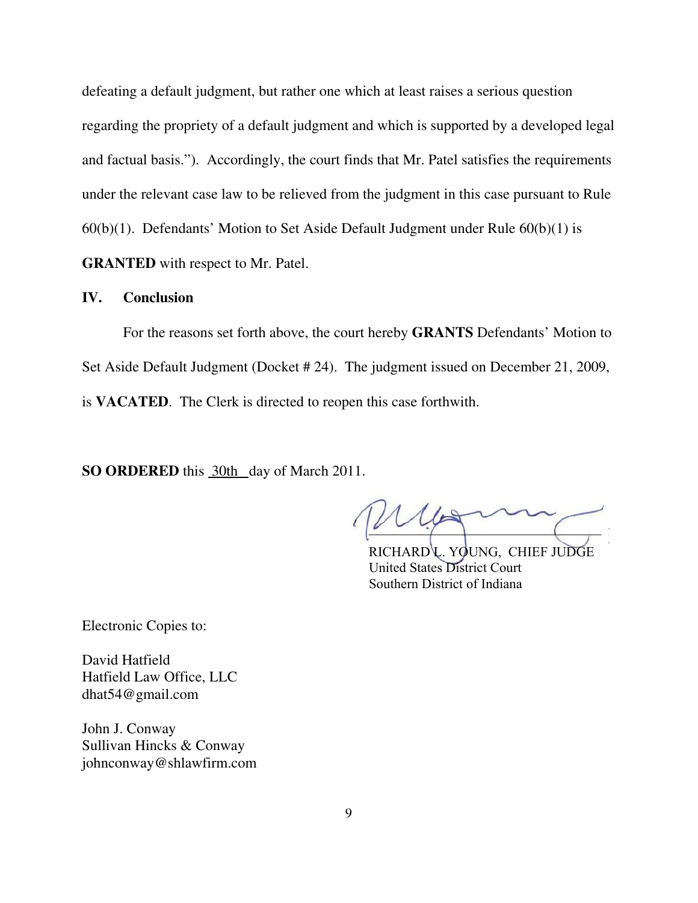defeating a default judgment, but rather one which at least raises a serious question regarding the propriety of a default judgment and which is supported by a developed legal and factual basis."). Accordingly, the court finds that Mr. Patel satisfies the requirements under the relevant case law to be relieved from the judgment in this case pursuant to Rule 60(b)(1). Defendants' Motion to Set Aside Default Judgment under Rule 60(b)(1) is **GRANTED** with respect to Mr. Patel.

## IV. Conclusion

For the reasons set forth above, the court hereby **GRANTS** Defendants' Motion to Set Aside Default Judgment (Docket # 24). The judgment issued on December 21, 2009, is **VACATED**. The Clerk is directed to reopen this case forthwith.

**SO ORDERED** this 30th day of March 2011.

RICHARD L. YOUNG, CHIEF JUDGE
United States District Court
Southern District of Indiana

Electronic Copies to:

David Hatfield
Hatfield Law Office, LLC
dhat54@gmail.com

John J. Conway
Sullivan Hincks & Conway
johnconway@shlawfirm.com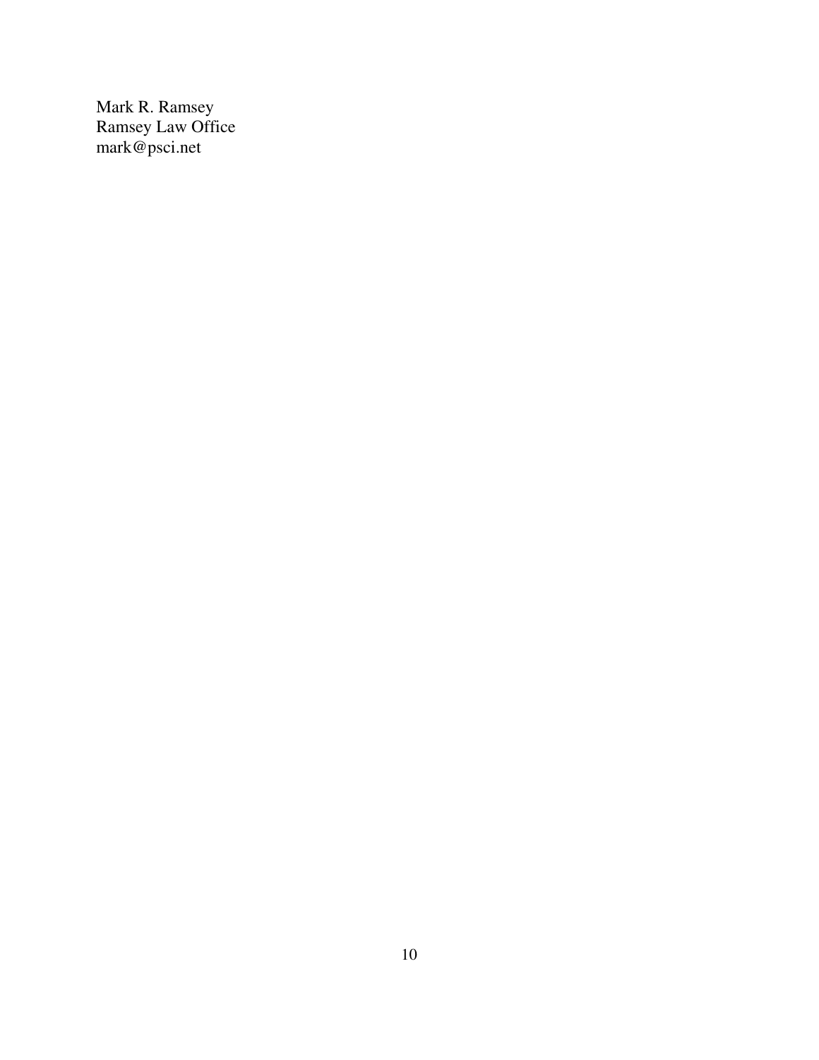Mark R. Ramsey
Ramsey Law Office
mark@psci.net